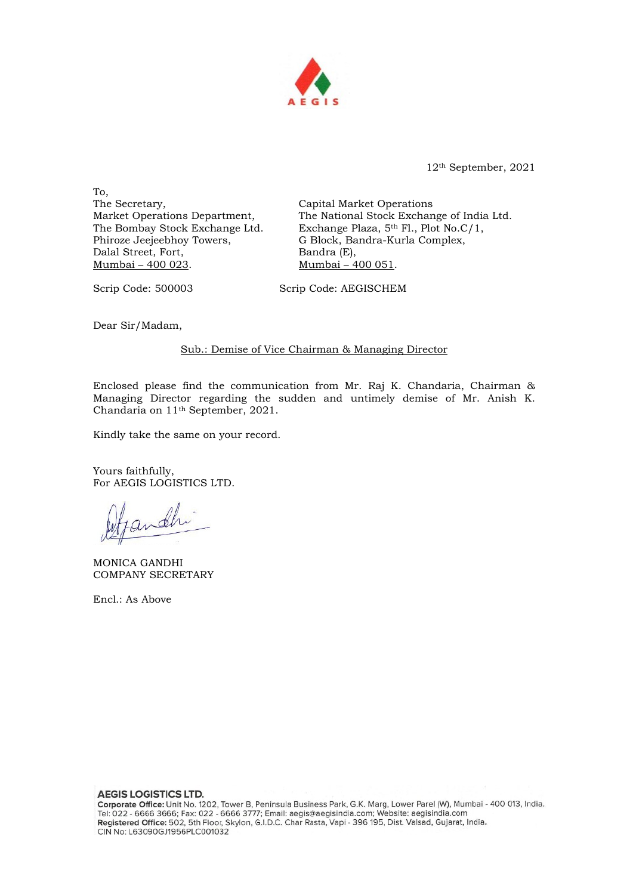AEGIS

12th September, 2021

To,

The Secretary,
Market Operations Department,
The Bombay Stock Exchange Ltd.
Phiroze Jeejeebhoy Towers,
Dalal Street, Fort,
Mumbai – 400 023.

Capital Market Operations
The National Stock Exchange of India Ltd.
Exchange Plaza, 5th Fl., Plot No.C/1,
G Block, Bandra-Kurla Complex,
Bandra (E),
Mumbai – 400 051.

Scrip Code: 500003

Scrip Code: AEGISCHEM

Dear Sir/Madam,

Sub.: Demise of Vice Chairman & Managing Director

Enclosed please find the communication from Mr. Raj K. Chandaria, Chairman & Managing Director regarding the sudden and untimely demise of Mr. Anish K. Chandaria on 11th September, 2021.

Kindly take the same on your record.

Yours faithfully,
For AEGIS LOGISTICS LTD.

MONICA GANDHI
COMPANY SECRETARY

Encl.: As Above

**AEGIS LOGISTICS LTD.**
**Corporate Office:** Unit No. 1202, Tower B, Peninsula Business Park, G.K. Marg, Lower Parel (W), Mumbai - 400 013, India.
Tel: 022 - 6666 3666; Fax: 022 - 6666 3777; Email: aegis@aegisindia.com; Website: aegisindia.com
**Registered Office:** 502, 5th Floor, Skylon, G.I.D.C. Char Rasta, Vapi - 396 195, Dist. Valsad, Gujarat, India.
CIN No: L63090GJ1956PLC001032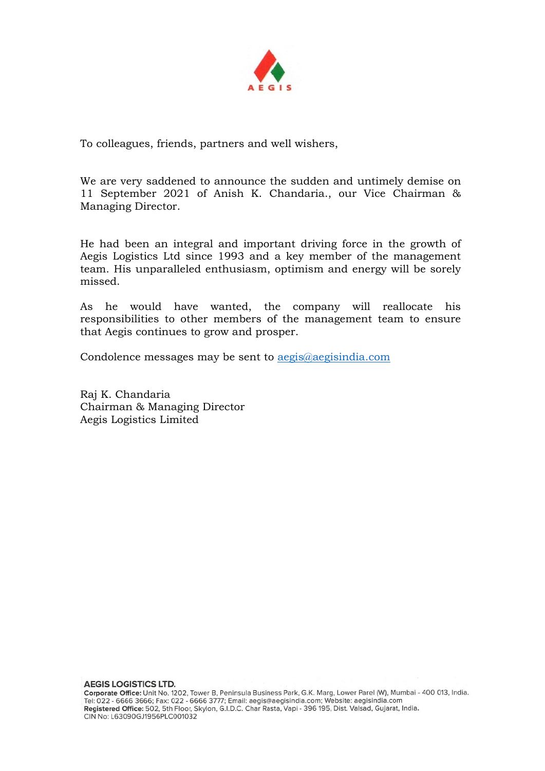AEGIS

To colleagues, friends, partners and well wishers,

We are very saddened to announce the sudden and untimely demise on 11 September 2021 of Anish K. Chandaria., our Vice Chairman & Managing Director.

He had been an integral and important driving force in the growth of Aegis Logistics Ltd since 1993 and a key member of the management team. His unparalleled enthusiasm, optimism and energy will be sorely missed.

As he would have wanted, the company will reallocate his responsibilities to other members of the management team to ensure that Aegis continues to grow and prosper.

Condolence messages may be sent to aegis@aegisindia.com

Raj K. Chandaria  
Chairman & Managing Director  
Aegis Logistics Limited

**AEGIS LOGISTICS LTD.**  
**Corporate Office:** Unit No. 1202, Tower B, Peninsula Business Park, G.K. Marg, Lower Parel (W), Mumbai - 400 013, India.  
Tel: 022 - 6666 3666; Fax: 022 - 6666 3777; Email: aegis@aegisindia.com; Website: aegisindia.com  
**Registered Office:** 502, 5th Floor, Skylon, G.I.D.C. Char Rasta, Vapi - 396 195, Dist. Valsad, Gujarat, India.  
CIN No: L63090GJ1956PLC001032